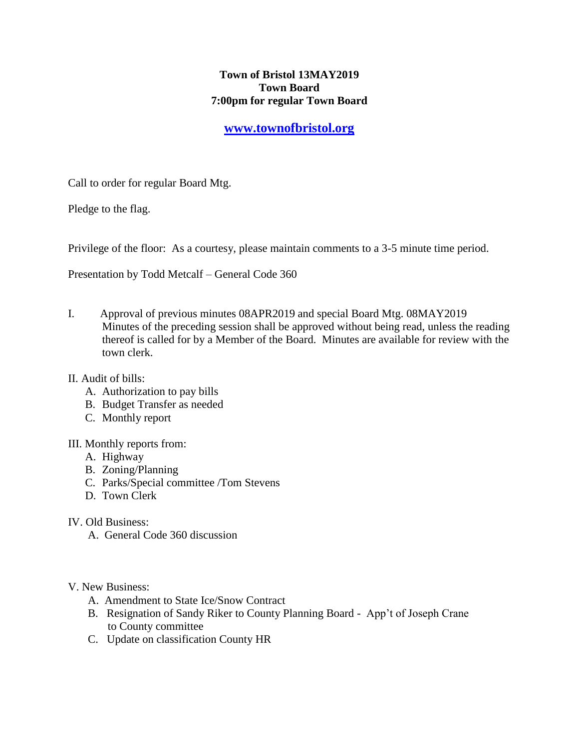**Town of Bristol 13MAY2019**
**Town Board**
**7:00pm for regular Town Board**

**[www.townofbristol.org](http://www.townofbristol.org)**

Call to order for regular Board Mtg.

Pledge to the flag.

Privilege of the floor: As a courtesy, please maintain comments to a 3-5 minute time period.

Presentation by Todd Metcalf – General Code 360

I. Approval of previous minutes 08APR2019 and special Board Mtg. 08MAY2019
   Minutes of the preceding session shall be approved without being read, unless the reading thereof is called for by a Member of the Board. Minutes are available for review with the town clerk.

II. Audit of bills:
   A. Authorization to pay bills
   B. Budget Transfer as needed
   C. Monthly report

III. Monthly reports from:
   A. Highway
   B. Zoning/Planning
   C. Parks/Special committee /Tom Stevens
   D. Town Clerk

IV. Old Business:
   A. General Code 360 discussion

V. New Business:
   A. Amendment to State Ice/Snow Contract
   B. Resignation of Sandy Riker to County Planning Board - App't of Joseph Crane to County committee
   C. Update on classification County HR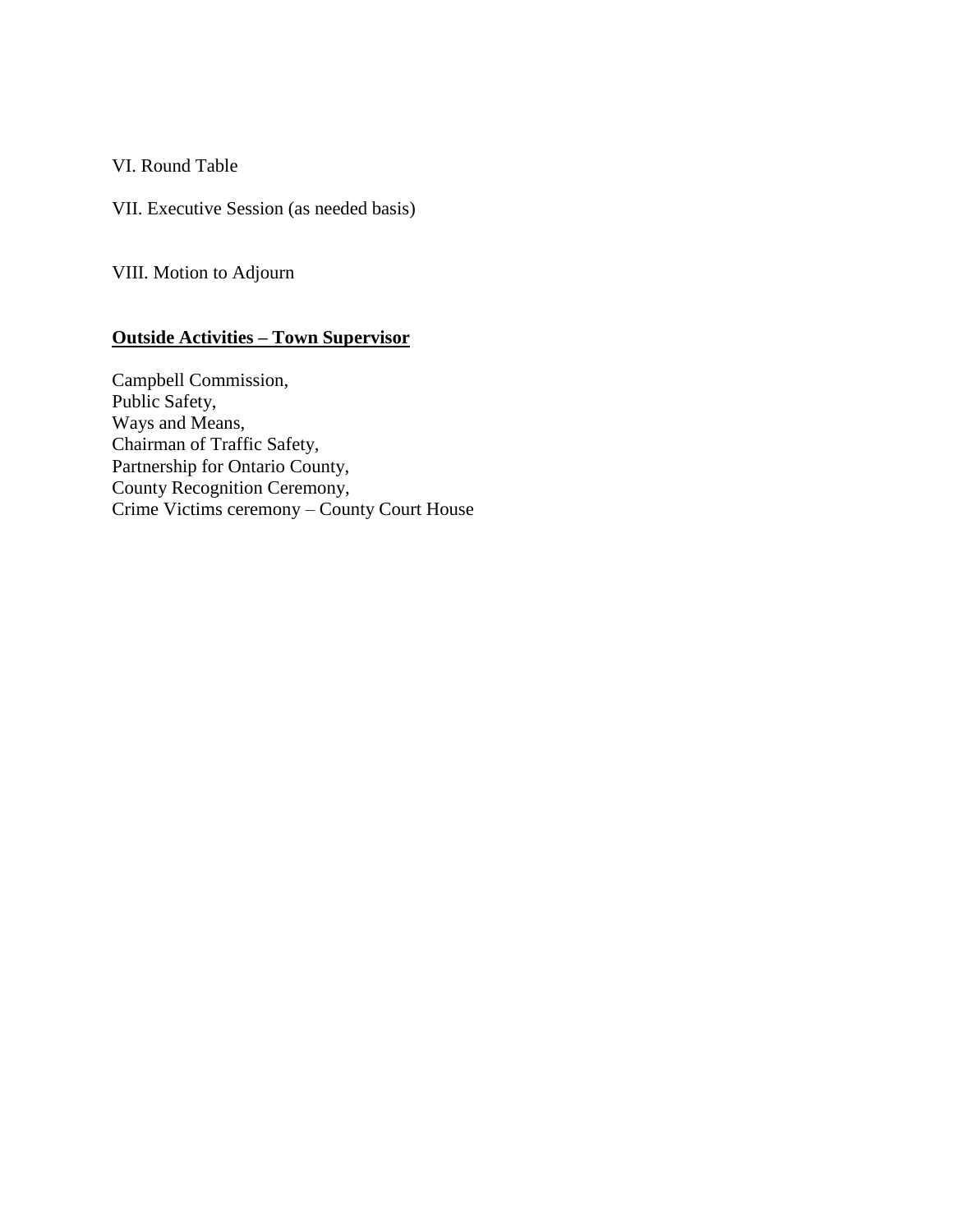VI. Round Table

VII. Executive Session (as needed basis)

VIII. Motion to Adjourn

**<u>Outside Activities – Town Supervisor</u>**

Campbell Commission,
Public Safety,
Ways and Means,
Chairman of Traffic Safety,
Partnership for Ontario County,
County Recognition Ceremony,
Crime Victims ceremony – County Court House